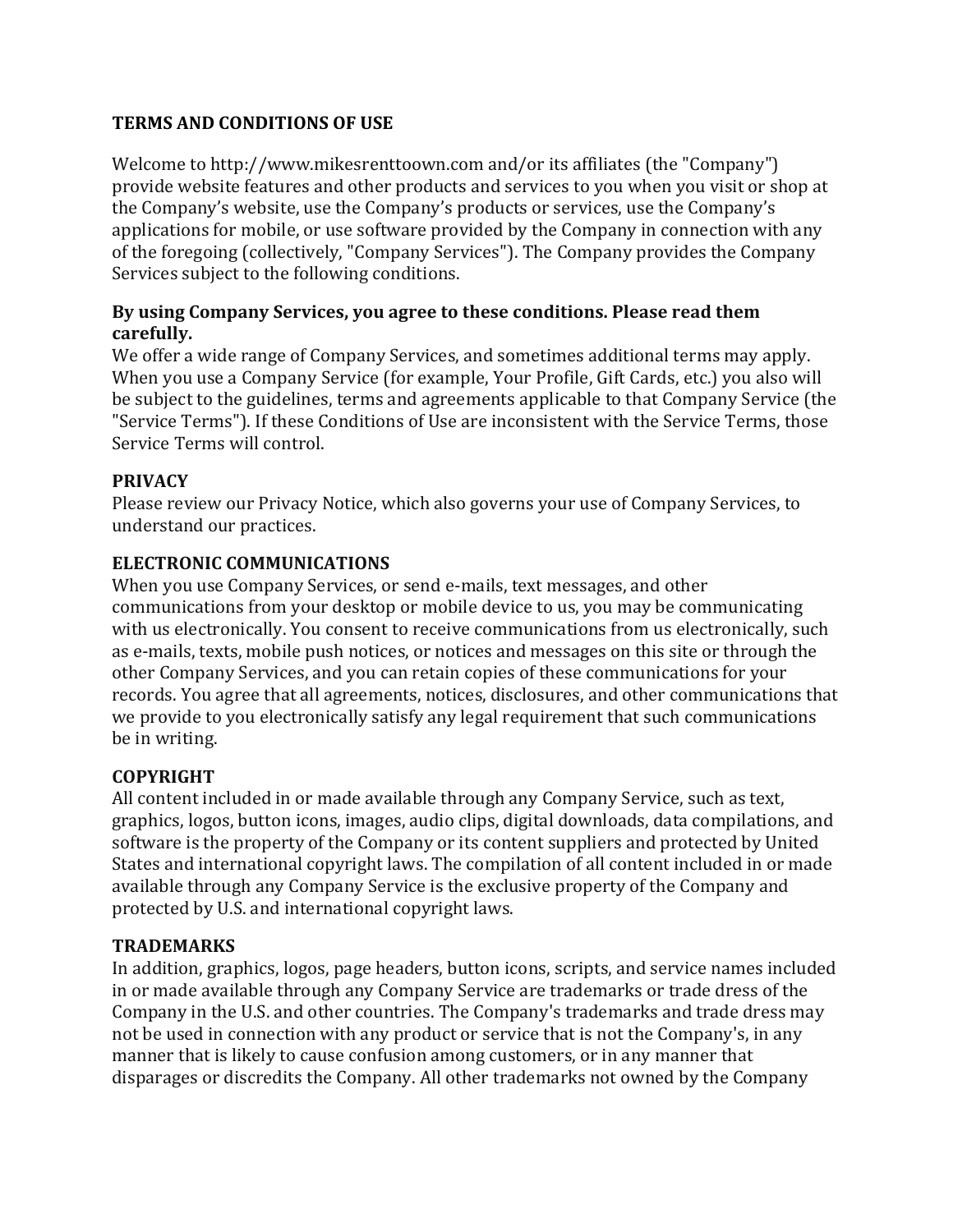# TERMS AND CONDITIONS OF USE

Welcome to http://www.mikesrenttoown.com and/or its affiliates (the "Company") provide website features and other products and services to you when you visit or shop at the Company's website, use the Company's products or services, use the Company's applications for mobile, or use software provided by the Company in connection with any of the foregoing (collectively, "Company Services"). The Company provides the Company Services subject to the following conditions.

**By using Company Services, you agree to these conditions. Please read them carefully.**

We offer a wide range of Company Services, and sometimes additional terms may apply. When you use a Company Service (for example, Your Profile, Gift Cards, etc.) you also will be subject to the guidelines, terms and agreements applicable to that Company Service (the "Service Terms"). If these Conditions of Use are inconsistent with the Service Terms, those Service Terms will control.

## PRIVACY

Please review our Privacy Notice, which also governs your use of Company Services, to understand our practices.

## ELECTRONIC COMMUNICATIONS

When you use Company Services, or send e-mails, text messages, and other communications from your desktop or mobile device to us, you may be communicating with us electronically. You consent to receive communications from us electronically, such as e-mails, texts, mobile push notices, or notices and messages on this site or through the other Company Services, and you can retain copies of these communications for your records. You agree that all agreements, notices, disclosures, and other communications that we provide to you electronically satisfy any legal requirement that such communications be in writing.

## COPYRIGHT

All content included in or made available through any Company Service, such as text, graphics, logos, button icons, images, audio clips, digital downloads, data compilations, and software is the property of the Company or its content suppliers and protected by United States and international copyright laws. The compilation of all content included in or made available through any Company Service is the exclusive property of the Company and protected by U.S. and international copyright laws.

## TRADEMARKS

In addition, graphics, logos, page headers, button icons, scripts, and service names included in or made available through any Company Service are trademarks or trade dress of the Company in the U.S. and other countries. The Company's trademarks and trade dress may not be used in connection with any product or service that is not the Company's, in any manner that is likely to cause confusion among customers, or in any manner that disparages or discredits the Company. All other trademarks not owned by the Company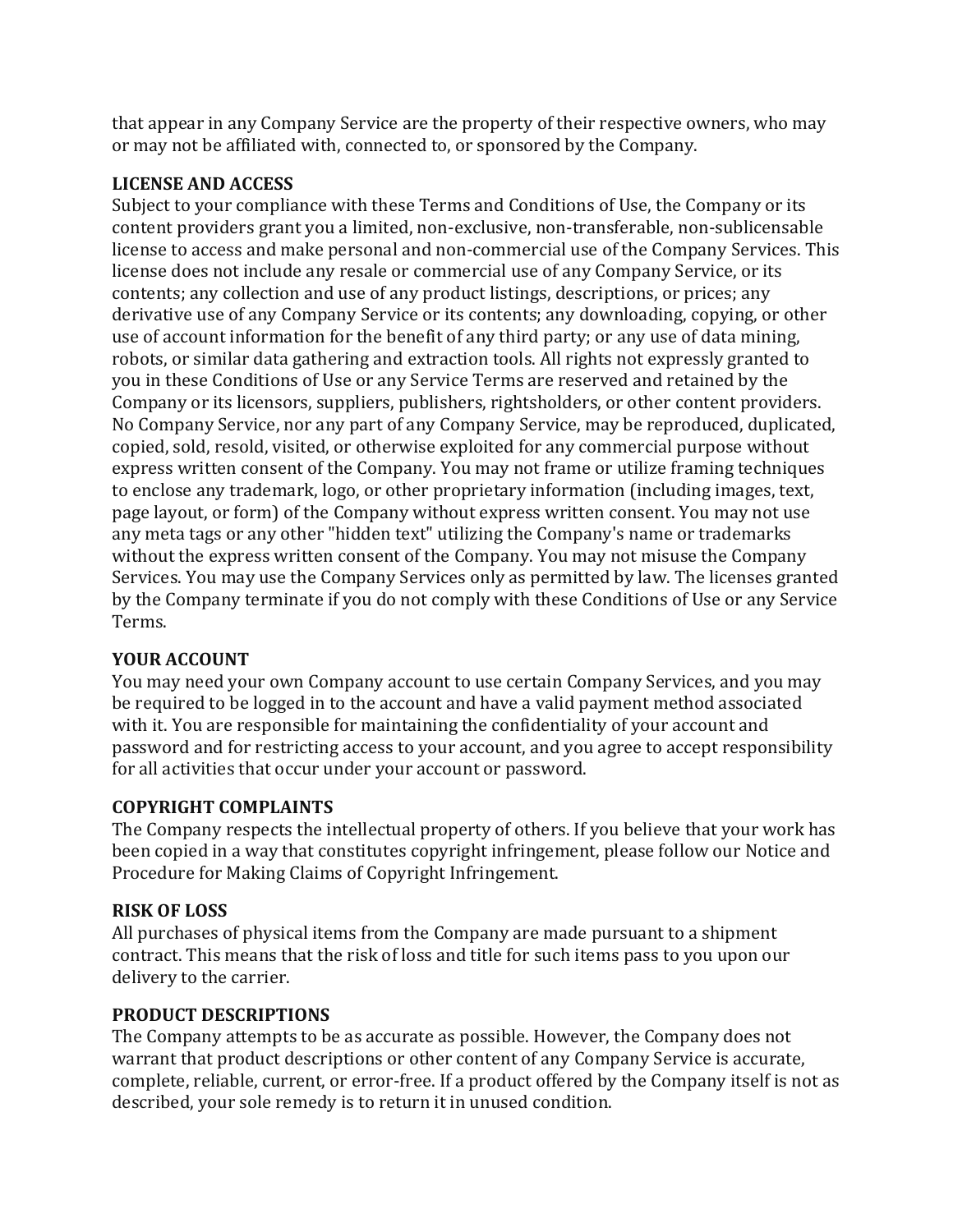that appear in any Company Service are the property of their respective owners, who may or may not be affiliated with, connected to, or sponsored by the Company.

**LICENSE AND ACCESS**

Subject to your compliance with these Terms and Conditions of Use, the Company or its content providers grant you a limited, non-exclusive, non-transferable, non-sublicensable license to access and make personal and non-commercial use of the Company Services. This license does not include any resale or commercial use of any Company Service, or its contents; any collection and use of any product listings, descriptions, or prices; any derivative use of any Company Service or its contents; any downloading, copying, or other use of account information for the benefit of any third party; or any use of data mining, robots, or similar data gathering and extraction tools. All rights not expressly granted to you in these Conditions of Use or any Service Terms are reserved and retained by the Company or its licensors, suppliers, publishers, rightsholders, or other content providers. No Company Service, nor any part of any Company Service, may be reproduced, duplicated, copied, sold, resold, visited, or otherwise exploited for any commercial purpose without express written consent of the Company. You may not frame or utilize framing techniques to enclose any trademark, logo, or other proprietary information (including images, text, page layout, or form) of the Company without express written consent. You may not use any meta tags or any other "hidden text" utilizing the Company's name or trademarks without the express written consent of the Company. You may not misuse the Company Services. You may use the Company Services only as permitted by law. The licenses granted by the Company terminate if you do not comply with these Conditions of Use or any Service Terms.

**YOUR ACCOUNT**

You may need your own Company account to use certain Company Services, and you may be required to be logged in to the account and have a valid payment method associated with it. You are responsible for maintaining the confidentiality of your account and password and for restricting access to your account, and you agree to accept responsibility for all activities that occur under your account or password.

**COPYRIGHT COMPLAINTS**

The Company respects the intellectual property of others. If you believe that your work has been copied in a way that constitutes copyright infringement, please follow our Notice and Procedure for Making Claims of Copyright Infringement.

**RISK OF LOSS**

All purchases of physical items from the Company are made pursuant to a shipment contract. This means that the risk of loss and title for such items pass to you upon our delivery to the carrier.

**PRODUCT DESCRIPTIONS**

The Company attempts to be as accurate as possible. However, the Company does not warrant that product descriptions or other content of any Company Service is accurate, complete, reliable, current, or error-free. If a product offered by the Company itself is not as described, your sole remedy is to return it in unused condition.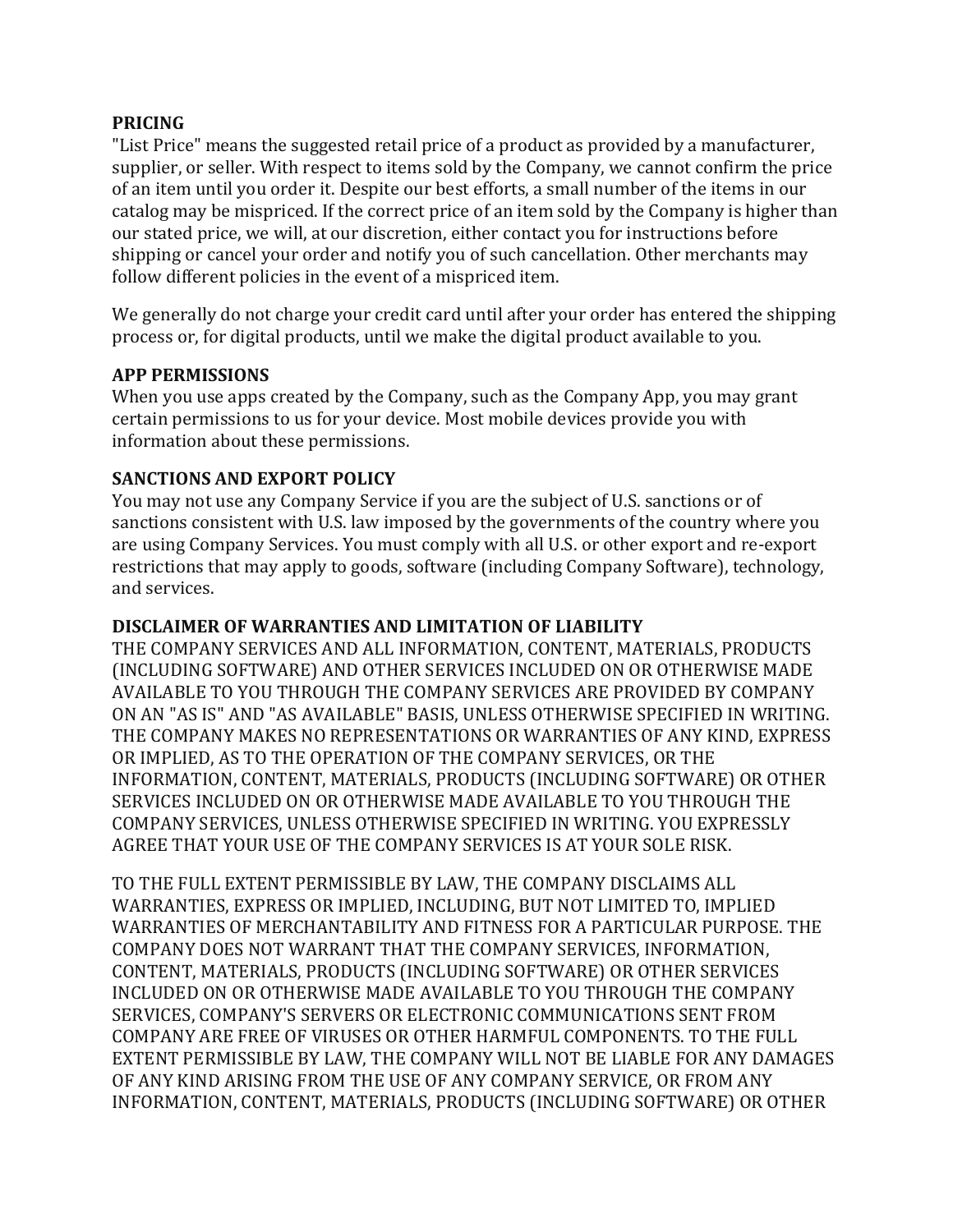**PRICING**
"List Price" means the suggested retail price of a product as provided by a manufacturer, supplier, or seller. With respect to items sold by the Company, we cannot confirm the price of an item until you order it. Despite our best efforts, a small number of the items in our catalog may be mispriced. If the correct price of an item sold by the Company is higher than our stated price, we will, at our discretion, either contact you for instructions before shipping or cancel your order and notify you of such cancellation. Other merchants may follow different policies in the event of a mispriced item.

We generally do not charge your credit card until after your order has entered the shipping process or, for digital products, until we make the digital product available to you.

**APP PERMISSIONS**
When you use apps created by the Company, such as the Company App, you may grant certain permissions to us for your device. Most mobile devices provide you with information about these permissions.

**SANCTIONS AND EXPORT POLICY**
You may not use any Company Service if you are the subject of U.S. sanctions or of sanctions consistent with U.S. law imposed by the governments of the country where you are using Company Services. You must comply with all U.S. or other export and re-export restrictions that may apply to goods, software (including Company Software), technology, and services.

**DISCLAIMER OF WARRANTIES AND LIMITATION OF LIABILITY**
THE COMPANY SERVICES AND ALL INFORMATION, CONTENT, MATERIALS, PRODUCTS (INCLUDING SOFTWARE) AND OTHER SERVICES INCLUDED ON OR OTHERWISE MADE AVAILABLE TO YOU THROUGH THE COMPANY SERVICES ARE PROVIDED BY COMPANY ON AN "AS IS" AND "AS AVAILABLE" BASIS, UNLESS OTHERWISE SPECIFIED IN WRITING. THE COMPANY MAKES NO REPRESENTATIONS OR WARRANTIES OF ANY KIND, EXPRESS OR IMPLIED, AS TO THE OPERATION OF THE COMPANY SERVICES, OR THE INFORMATION, CONTENT, MATERIALS, PRODUCTS (INCLUDING SOFTWARE) OR OTHER SERVICES INCLUDED ON OR OTHERWISE MADE AVAILABLE TO YOU THROUGH THE COMPANY SERVICES, UNLESS OTHERWISE SPECIFIED IN WRITING. YOU EXPRESSLY AGREE THAT YOUR USE OF THE COMPANY SERVICES IS AT YOUR SOLE RISK.

TO THE FULL EXTENT PERMISSIBLE BY LAW, THE COMPANY DISCLAIMS ALL WARRANTIES, EXPRESS OR IMPLIED, INCLUDING, BUT NOT LIMITED TO, IMPLIED WARRANTIES OF MERCHANTABILITY AND FITNESS FOR A PARTICULAR PURPOSE. THE COMPANY DOES NOT WARRANT THAT THE COMPANY SERVICES, INFORMATION, CONTENT, MATERIALS, PRODUCTS (INCLUDING SOFTWARE) OR OTHER SERVICES INCLUDED ON OR OTHERWISE MADE AVAILABLE TO YOU THROUGH THE COMPANY SERVICES, COMPANY'S SERVERS OR ELECTRONIC COMMUNICATIONS SENT FROM COMPANY ARE FREE OF VIRUSES OR OTHER HARMFUL COMPONENTS. TO THE FULL EXTENT PERMISSIBLE BY LAW, THE COMPANY WILL NOT BE LIABLE FOR ANY DAMAGES OF ANY KIND ARISING FROM THE USE OF ANY COMPANY SERVICE, OR FROM ANY INFORMATION, CONTENT, MATERIALS, PRODUCTS (INCLUDING SOFTWARE) OR OTHER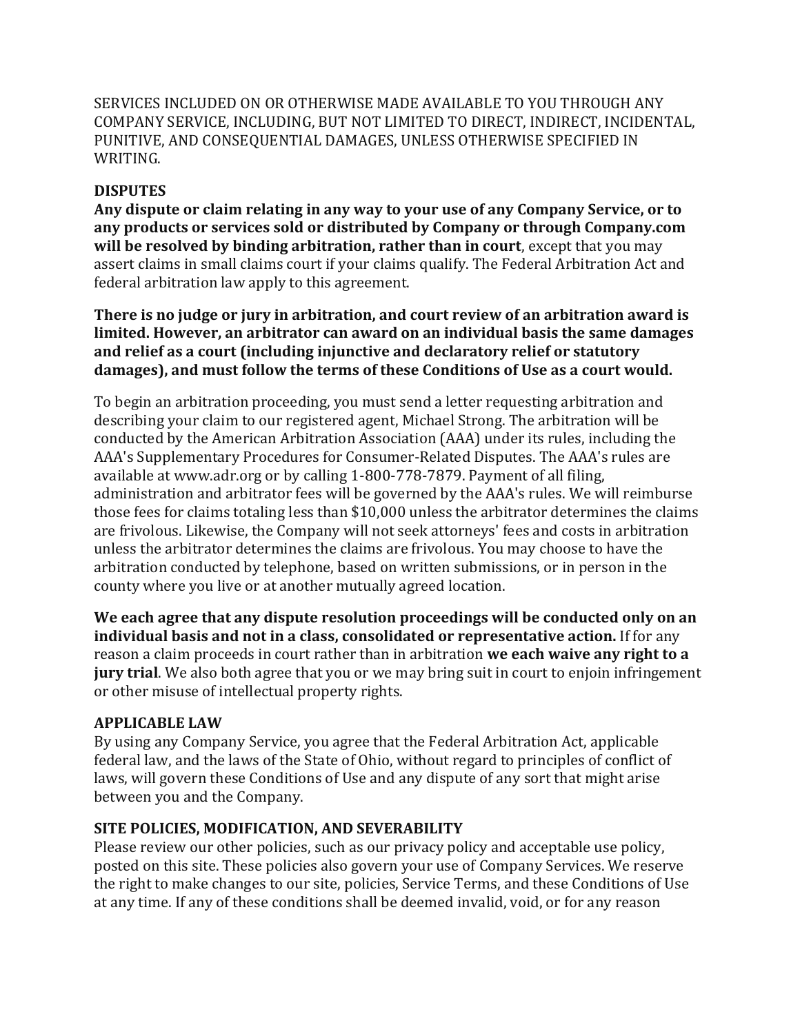SERVICES INCLUDED ON OR OTHERWISE MADE AVAILABLE TO YOU THROUGH ANY COMPANY SERVICE, INCLUDING, BUT NOT LIMITED TO DIRECT, INDIRECT, INCIDENTAL, PUNITIVE, AND CONSEQUENTIAL DAMAGES, UNLESS OTHERWISE SPECIFIED IN WRITING.

**DISPUTES**

**Any dispute or claim relating in any way to your use of any Company Service, or to any products or services sold or distributed by Company or through Company.com will be resolved by binding arbitration, rather than in court**, except that you may assert claims in small claims court if your claims qualify. The Federal Arbitration Act and federal arbitration law apply to this agreement.

**There is no judge or jury in arbitration, and court review of an arbitration award is limited. However, an arbitrator can award on an individual basis the same damages and relief as a court (including injunctive and declaratory relief or statutory damages), and must follow the terms of these Conditions of Use as a court would.**

To begin an arbitration proceeding, you must send a letter requesting arbitration and describing your claim to our registered agent, Michael Strong. The arbitration will be conducted by the American Arbitration Association (AAA) under its rules, including the AAA's Supplementary Procedures for Consumer-Related Disputes. The AAA's rules are available at www.adr.org or by calling 1-800-778-7879. Payment of all filing, administration and arbitrator fees will be governed by the AAA's rules. We will reimburse those fees for claims totaling less than $10,000 unless the arbitrator determines the claims are frivolous. Likewise, the Company will not seek attorneys' fees and costs in arbitration unless the arbitrator determines the claims are frivolous. You may choose to have the arbitration conducted by telephone, based on written submissions, or in person in the county where you live or at another mutually agreed location.

**We each agree that any dispute resolution proceedings will be conducted only on an individual basis and not in a class, consolidated or representative action.** If for any reason a claim proceeds in court rather than in arbitration **we each waive any right to a jury trial**. We also both agree that you or we may bring suit in court to enjoin infringement or other misuse of intellectual property rights.

**APPLICABLE LAW**

By using any Company Service, you agree that the Federal Arbitration Act, applicable federal law, and the laws of the State of Ohio, without regard to principles of conflict of laws, will govern these Conditions of Use and any dispute of any sort that might arise between you and the Company.

**SITE POLICIES, MODIFICATION, AND SEVERABILITY**

Please review our other policies, such as our privacy policy and acceptable use policy, posted on this site. These policies also govern your use of Company Services. We reserve the right to make changes to our site, policies, Service Terms, and these Conditions of Use at any time. If any of these conditions shall be deemed invalid, void, or for any reason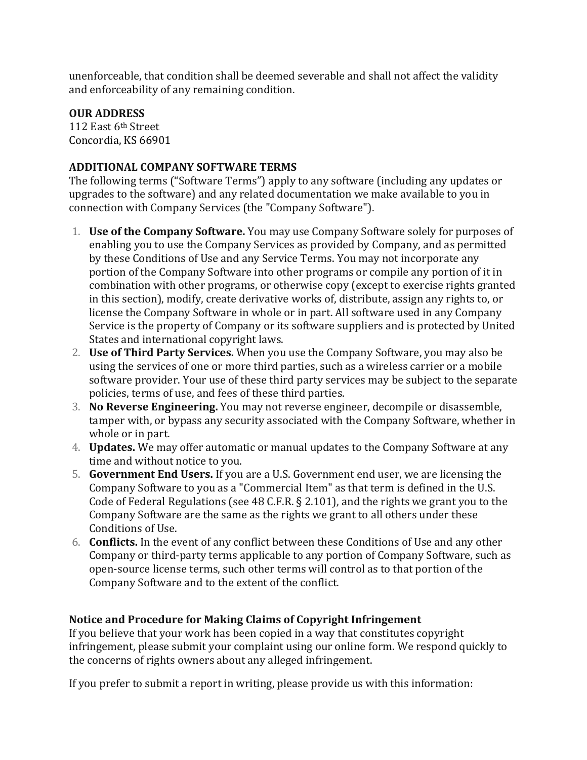unenforceable, that condition shall be deemed severable and shall not affect the validity and enforceability of any remaining condition.

**OUR ADDRESS**
112 East 6th Street
Concordia, KS 66901

**ADDITIONAL COMPANY SOFTWARE TERMS**
The following terms ("Software Terms") apply to any software (including any updates or upgrades to the software) and any related documentation we make available to you in connection with Company Services (the "Company Software").

1. **Use of the Company Software.** You may use Company Software solely for purposes of enabling you to use the Company Services as provided by Company, and as permitted by these Conditions of Use and any Service Terms. You may not incorporate any portion of the Company Software into other programs or compile any portion of it in combination with other programs, or otherwise copy (except to exercise rights granted in this section), modify, create derivative works of, distribute, assign any rights to, or license the Company Software in whole or in part. All software used in any Company Service is the property of Company or its software suppliers and is protected by United States and international copyright laws.
2. **Use of Third Party Services.** When you use the Company Software, you may also be using the services of one or more third parties, such as a wireless carrier or a mobile software provider. Your use of these third party services may be subject to the separate policies, terms of use, and fees of these third parties.
3. **No Reverse Engineering.** You may not reverse engineer, decompile or disassemble, tamper with, or bypass any security associated with the Company Software, whether in whole or in part.
4. **Updates.** We may offer automatic or manual updates to the Company Software at any time and without notice to you.
5. **Government End Users.** If you are a U.S. Government end user, we are licensing the Company Software to you as a "Commercial Item" as that term is defined in the U.S. Code of Federal Regulations (see 48 C.F.R. § 2.101), and the rights we grant you to the Company Software are the same as the rights we grant to all others under these Conditions of Use.
6. **Conflicts.** In the event of any conflict between these Conditions of Use and any other Company or third-party terms applicable to any portion of Company Software, such as open-source license terms, such other terms will control as to that portion of the Company Software and to the extent of the conflict.

**Notice and Procedure for Making Claims of Copyright Infringement**
If you believe that your work has been copied in a way that constitutes copyright infringement, please submit your complaint using our online form. We respond quickly to the concerns of rights owners about any alleged infringement.

If you prefer to submit a report in writing, please provide us with this information: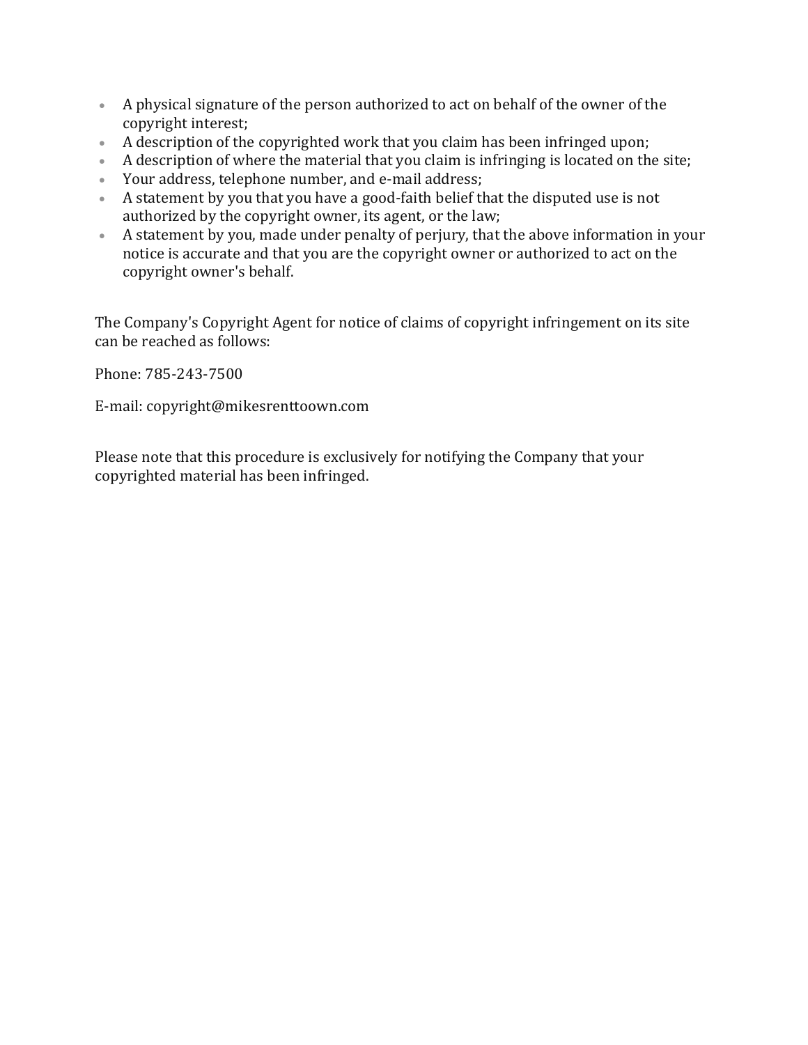- A physical signature of the person authorized to act on behalf of the owner of the copyright interest;
- A description of the copyrighted work that you claim has been infringed upon;
- A description of where the material that you claim is infringing is located on the site;
- Your address, telephone number, and e-mail address;
- A statement by you that you have a good-faith belief that the disputed use is not authorized by the copyright owner, its agent, or the law;
- A statement by you, made under penalty of perjury, that the above information in your notice is accurate and that you are the copyright owner or authorized to act on the copyright owner's behalf.

The Company's Copyright Agent for notice of claims of copyright infringement on its site can be reached as follows:

Phone: 785-243-7500

E-mail: copyright@mikesrenttoown.com

Please note that this procedure is exclusively for notifying the Company that your copyrighted material has been infringed.